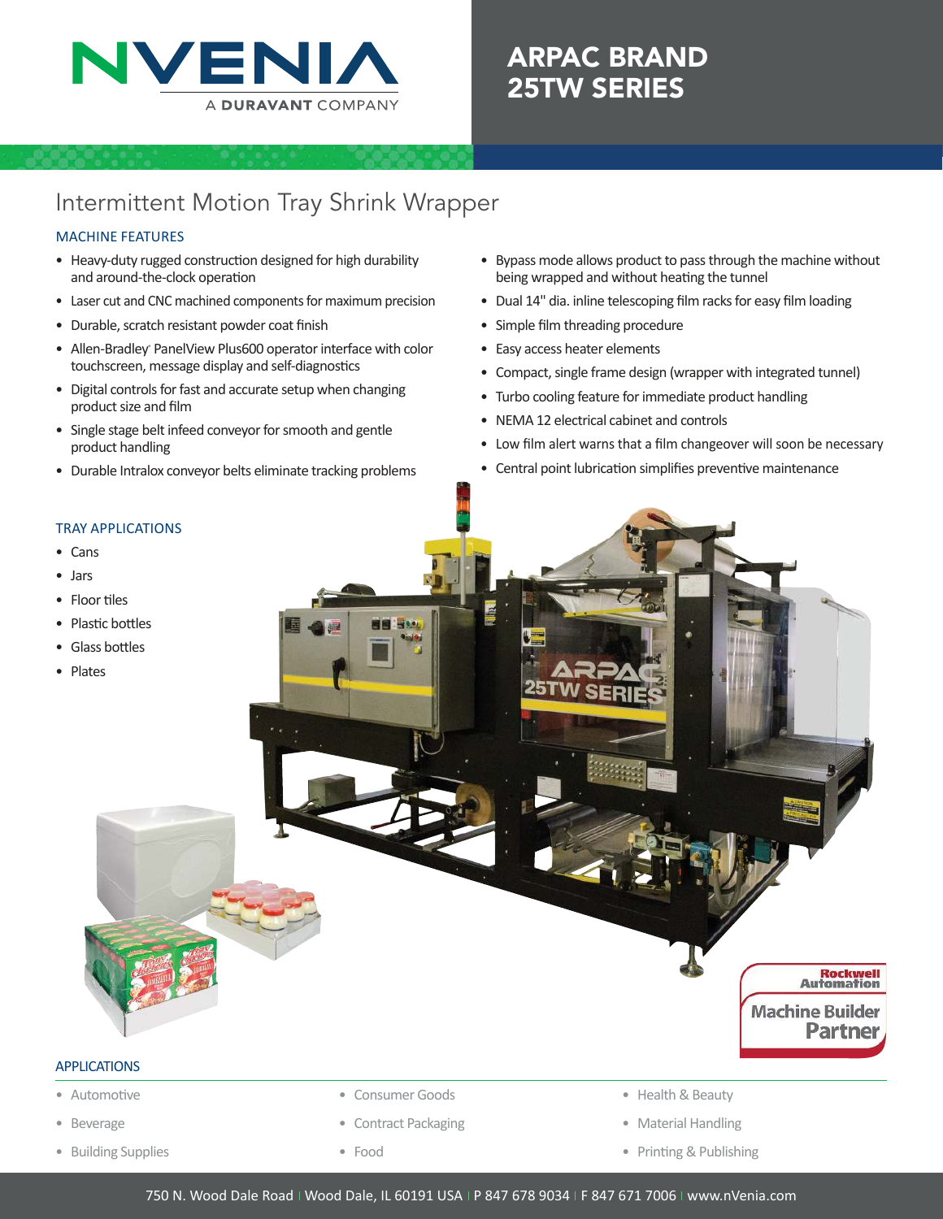NVENIA

A DURAVANT COMPANY

# ARPAC BRAND 25TW SERIES

## Intermittent Motion Tray Shrink Wrapper

### MACHINE FEATURES

- Heavy-duty rugged construction designed for high durability and around-the-clock operation
- Laser cut and CNC machined components for maximum precision
- Durable, scratch resistant powder coat finish
- Allen-Bradley PanelView Plus600 operator interface with color touchscreen, message display and self-diagnostics
- Digital controls for fast and accurate setup when changing product size and film
- Single stage belt infeed conveyor for smooth and gentle product handling
- Durable Intralox conveyor belts eliminate tracking problems
- Bypass mode allows product to pass through the machine without being wrapped and without heating the tunnel
- Dual 14" dia. inline telescoping film racks for easy film loading
- Simple film threading procedure
- Easy access heater elements
- Compact, single frame design (wrapper with integrated tunnel)
- Turbo cooling feature for immediate product handling
- NEMA 12 electrical cabinet and controls
- Low film alert warns that a film changeover will soon be necessary
- Central point lubrication simplifies preventive maintenance

### TRAY APPLICATIONS

- Cans
- Jars
- Floor tiles
- Plastic bottles
- Glass bottles
- Plates

Rockwell Automation Machine Builder Partner

### APPLICATIONS

- Automotive
- Beverage
- Building Supplies
- Consumer Goods
- Contract Packaging
- Food
- Health & Beauty
- Material Handling
- Printing & Publishing

750 N. Wood Dale Road | Wood Dale, IL 60191 USA | P 847 678 9034 | F 847 671 7006 | www.nVenia.com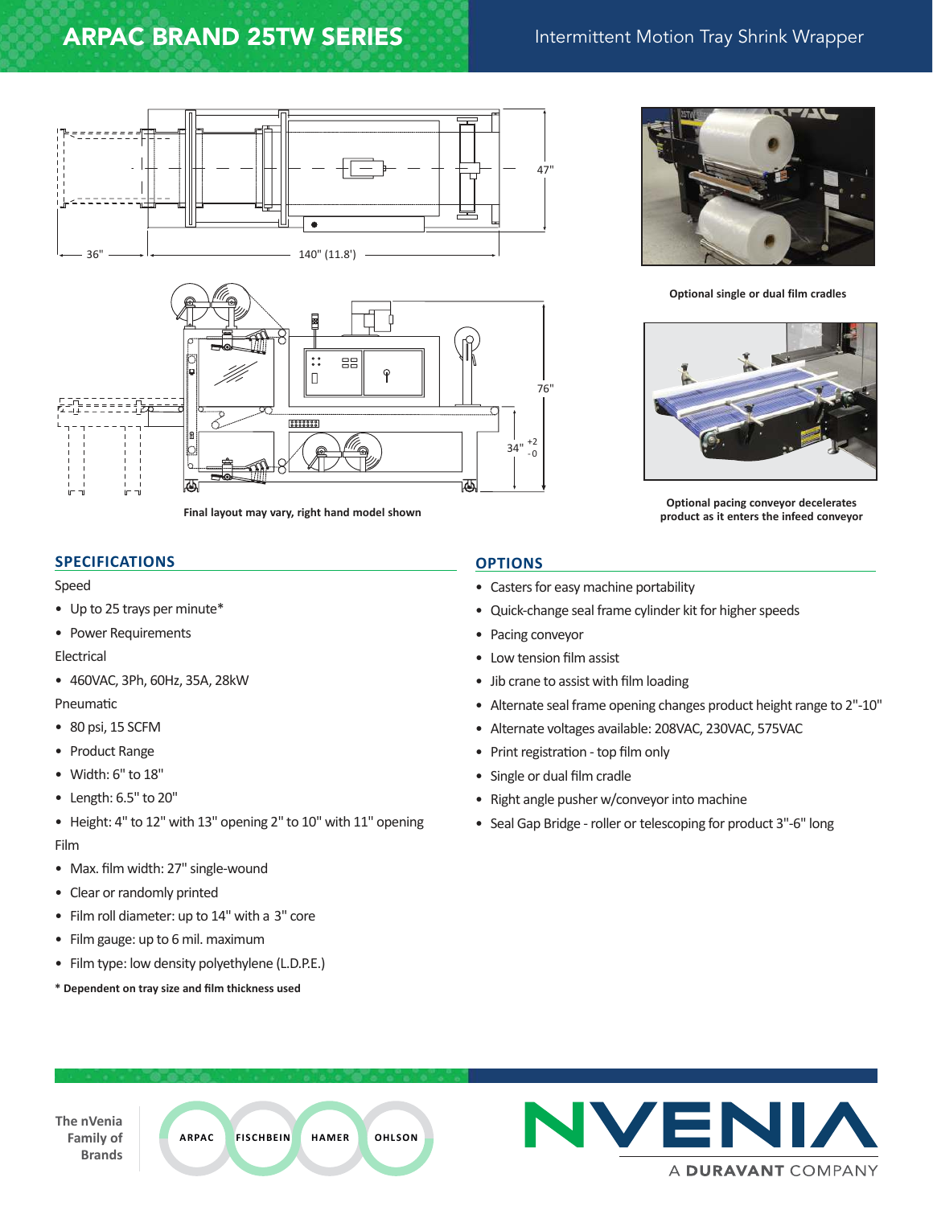# ARPAC BRAND 25TW SERIES

Intermittent Motion Tray Shrink Wrapper

36"

140" (11.8')

47"

76"

34" +2 -0

Final layout may vary, right hand model shown

Optional single or dual film cradles

Optional pacing conveyor decelerates product as it enters the infeed conveyor

## SPECIFICATIONS

Speed

- Up to 25 trays per minute*
- Power Requirements

Electrical

- 460VAC, 3Ph, 60Hz, 35A, 28kW

Pneumatic

- 80 psi, 15 SCFM
- Product Range
- Width: 6" to 18"
- Length: 6.5" to 20"
- Height: 4" to 12" with 13" opening 2" to 10" with 11" opening

Film

- Max. film width: 27" single-wound
- Clear or randomly printed
- Film roll diameter: up to 14" with a 3" core
- Film gauge: up to 6 mil. maximum
- Film type: low density polyethylene (L.D.P.E.)

**\* Dependent on tray size and film thickness used**

## OPTIONS

- Casters for easy machine portability
- Quick-change seal frame cylinder kit for higher speeds
- Pacing conveyor
- Low tension film assist
- Jib crane to assist with film loading
- Alternate seal frame opening changes product height range to 2"-10"
- Alternate voltages available: 208VAC, 230VAC, 575VAC
- Print registration - top film only
- Single or dual film cradle
- Right angle pusher w/conveyor into machine
- Seal Gap Bridge - roller or telescoping for product 3"-6" long

The nVenia Family of Brands

ARPAC FISCHBEIN HAMER OHLSON

NVENIA

A DURAVANT COMPANY